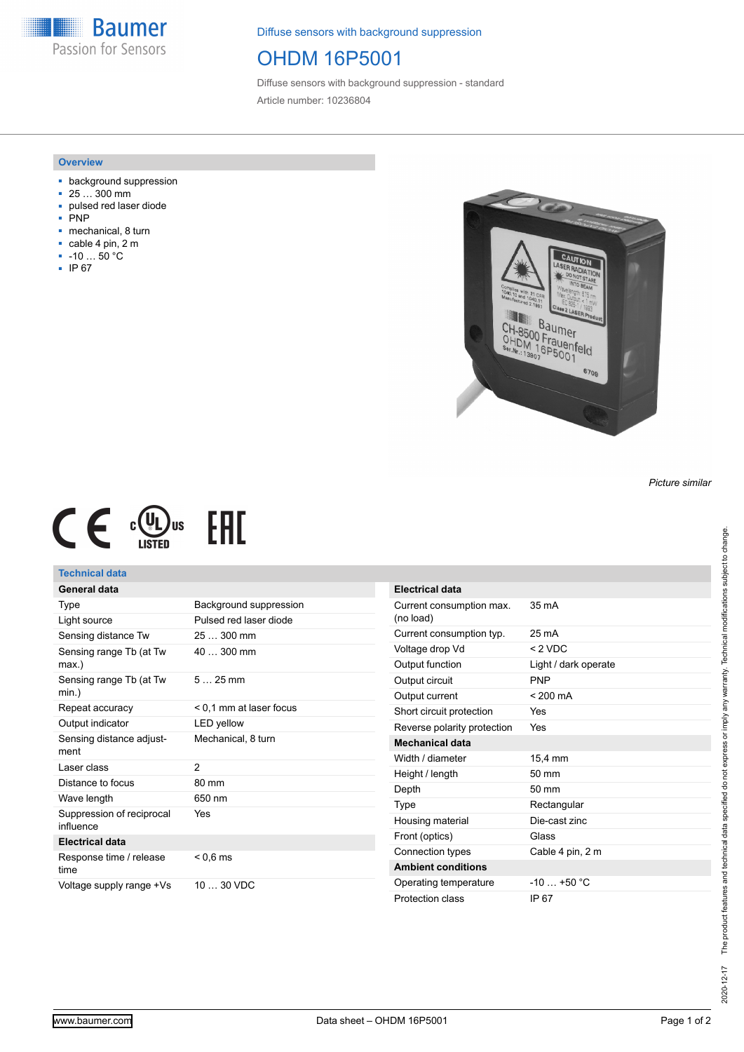Diffuse sensors with background suppression

# OHDM 16P5001

Diffuse sensors with background suppression - standard

Article number: 10236804

## Overview

- background suppression
- 25 … 300 mm
- pulsed red laser diode
- PNP
- mechanical, 8 turn
- cable 4 pin, 2 m
- -10 … 50 °C
- IP 67

*Picture similar*

## Technical data

| General data | |
|---|---|
| Type | Background suppression |
| Light source | Pulsed red laser diode |
| Sensing distance Tw | 25 … 300 mm |
| Sensing range Tb (at Tw max.) | 40 … 300 mm |
| Sensing range Tb (at Tw min.) | 5 … 25 mm |
| Repeat accuracy | < 0,1 mm at laser focus |
| Output indicator | LED yellow |
| Sensing distance adjustment | Mechanical, 8 turn |
| Laser class | 2 |
| Distance to focus | 80 mm |
| Wave length | 650 nm |
| Suppression of reciprocal influence | Yes |
| **Electrical data** | |
| Response time / release time | < 0,6 ms |
| Voltage supply range +Vs | 10 … 30 VDC |

| Electrical data | |
|---|---|
| Current consumption max. (no load) | 35 mA |
| Current consumption typ. | 25 mA |
| Voltage drop Vd | < 2 VDC |
| Output function | Light / dark operate |
| Output circuit | PNP |
| Output current | < 200 mA |
| Short circuit protection | Yes |
| Reverse polarity protection | Yes |
| **Mechanical data** | |
| Width / diameter | 15,4 mm |
| Height / length | 50 mm |
| Depth | 50 mm |
| Type | Rectangular |
| Housing material | Die-cast zinc |
| Front (optics) | Glass |
| Connection types | Cable 4 pin, 2 m |
| **Ambient conditions** | |
| Operating temperature | -10 … +50 °C |
| Protection class | IP 67 |

2020-12-17 The product features and technical data specified do not express or imply any warranty. Technical modifications subject to change.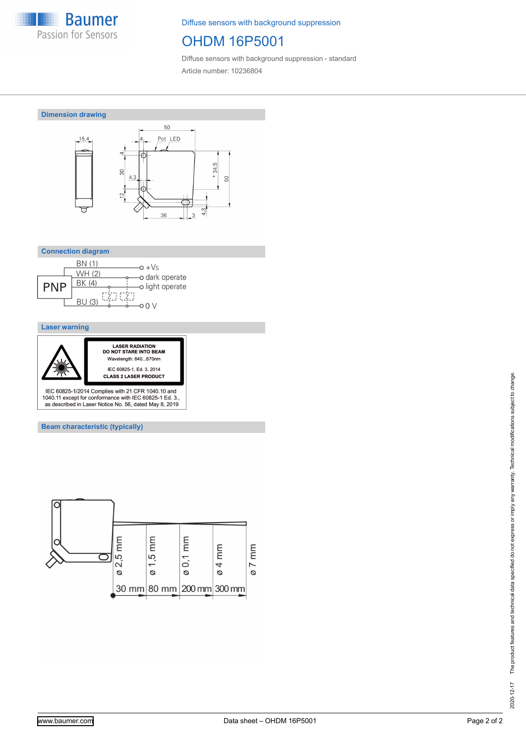Diffuse sensors with background suppression

# OHDM 16P5001

Diffuse sensors with background suppression - standard

Article number: 10236804

## Dimension drawing

15,4

50

4

Pot LED

4

30

4,3

12

* 34,5

50

36

3

4,3

## Connection diagram

PNP

BN (1) — +Vs

WH (2) — dark operate

BK (4) — light operate

BU (3) — 0 V

Z Z

## Laser warning

LASER RADIATION
DO NOT STARE INTO BEAM
Wavelength: 640...670nm

IEC 60825-1, Ed. 3, 2014
CLASS 2 LASER PRODUCT

IEC 60825-1/2014 Complies with 21 CFR 1040.10 and 1040.11 except for conformance with IEC 60825-1 Ed. 3., as described in Laser Notice No. 56, dated May 8, 2019

## Beam characteristic (typically)

ø 2,5 mm

ø 1,5 mm

ø 0,1 mm

ø 4 mm

ø 7 mm

30 mm

80 mm

200 mm

300 mm

2020-12-17 The product features and technical data specified do not express or imply any warranty. Technical modifications subject to change.